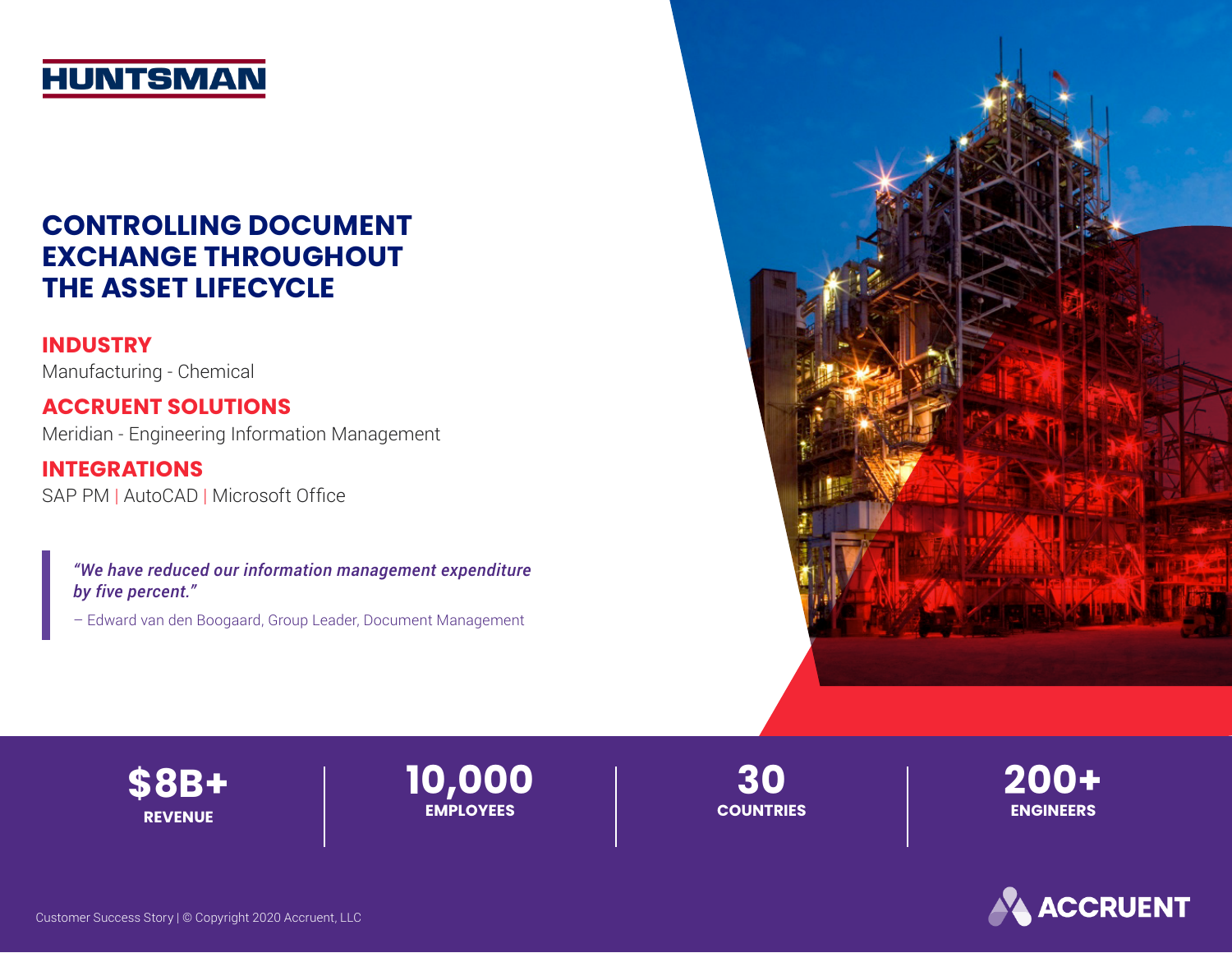HUNTSMAN

# CONTROLLING DOCUMENT EXCHANGE THROUGHOUT THE ASSET LIFECYCLE

## INDUSTRY

Manufacturing - Chemical

## ACCRUENT SOLUTIONS

Meridian - Engineering Information Management

## INTEGRATIONS

SAP PM | AutoCAD | Microsoft Office

> *"We have reduced our information management expenditure by five percent."*
>
> – Edward van den Boogaard, Group Leader, Document Management

**$8B+**
REVENUE

**10,000**
EMPLOYEES

**30**
COUNTRIES

**200+**
ENGINEERS

Customer Success Story | © Copyright 2020 Accruent, LLC

ACCRUENT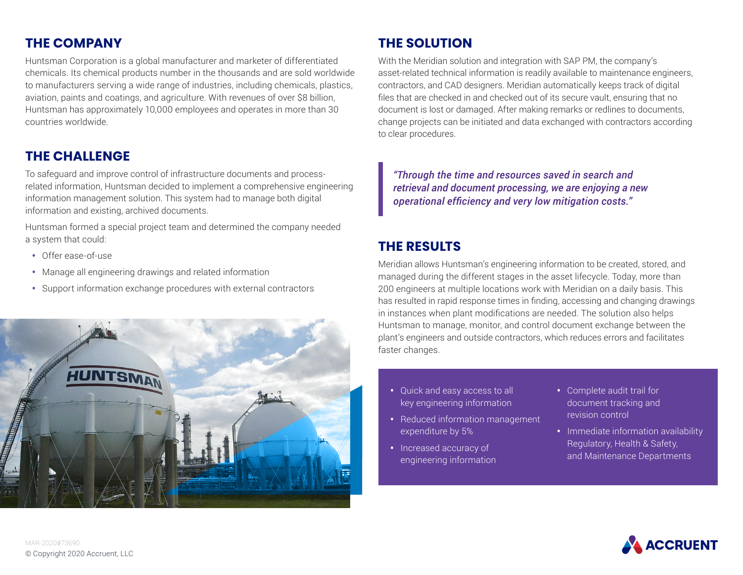## THE COMPANY

Huntsman Corporation is a global manufacturer and marketer of differentiated chemicals. Its chemical products number in the thousands and are sold worldwide to manufacturers serving a wide range of industries, including chemicals, plastics, aviation, paints and coatings, and agriculture. With revenues of over $8 billion, Huntsman has approximately 10,000 employees and operates in more than 30 countries worldwide.

## THE CHALLENGE

To safeguard and improve control of infrastructure documents and process-related information, Huntsman decided to implement a comprehensive engineering information management solution. This system had to manage both digital information and existing, archived documents.

Huntsman formed a special project team and determined the company needed a system that could:

- Offer ease-of-use
- Manage all engineering drawings and related information
- Support information exchange procedures with external contractors

## THE SOLUTION

With the Meridian solution and integration with SAP PM, the company's asset-related technical information is readily available to maintenance engineers, contractors, and CAD designers. Meridian automatically keeps track of digital files that are checked in and checked out of its secure vault, ensuring that no document is lost or damaged. After making remarks or redlines to documents, change projects can be initiated and data exchanged with contractors according to clear procedures.

> ***"Through the time and resources saved in search and retrieval and document processing, we are enjoying a new operational efficiency and very low mitigation costs."***

## THE RESULTS

Meridian allows Huntsman's engineering information to be created, stored, and managed during the different stages in the asset lifecycle. Today, more than 200 engineers at multiple locations work with Meridian on a daily basis. This has resulted in rapid response times in finding, accessing and changing drawings in instances when plant modifications are needed. The solution also helps Huntsman to manage, monitor, and control document exchange between the plant's engineers and outside contractors, which reduces errors and facilitates faster changes.

- Quick and easy access to all key engineering information
- Reduced information management expenditure by 5%
- Increased accuracy of engineering information
- Complete audit trail for document tracking and revision control
- Immediate information availability Regulatory, Health & Safety, and Maintenance Departments

MAR-2020#73690

© Copyright 2020 Accruent, LLC